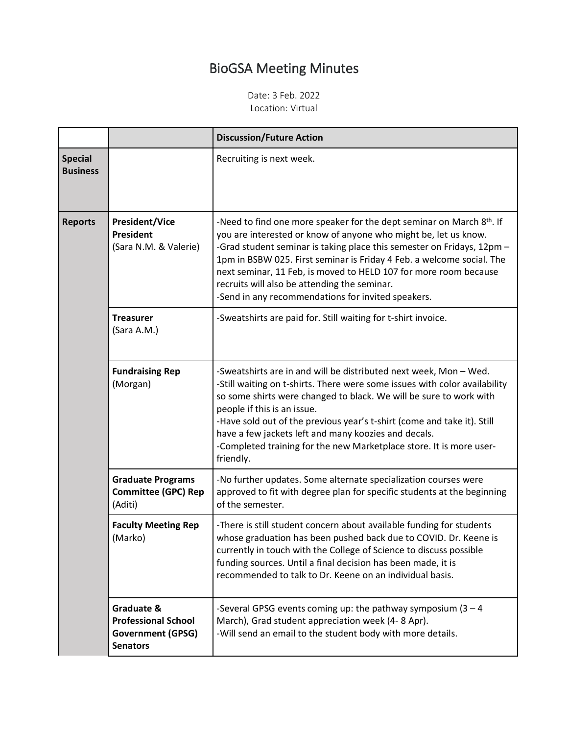# BioGSA Meeting Minutes

Date: 3 Feb. 2022
Location: Virtual

| | | Discussion/Future Action |
|---|---|---|
| **Special Business** | | Recruiting is next week. |
| **Reports** | **President/Vice President** (Sara N.M. & Valerie) | -Need to find one more speaker for the dept seminar on March 8th. If you are interested or know of anyone who might be, let us know.<br>-Grad student seminar is taking place this semester on Fridays, 12pm – 1pm in BSBW 025. First seminar is Friday 4 Feb. a welcome social. The next seminar, 11 Feb, is moved to HELD 107 for more room because recruits will also be attending the seminar.<br>-Send in any recommendations for invited speakers. |
| | **Treasurer** (Sara A.M.) | -Sweatshirts are paid for. Still waiting for t-shirt invoice. |
| | **Fundraising Rep** (Morgan) | -Sweatshirts are in and will be distributed next week, Mon – Wed.<br>-Still waiting on t-shirts. There were some issues with color availability so some shirts were changed to black. We will be sure to work with people if this is an issue.<br>-Have sold out of the previous year's t-shirt (come and take it). Still have a few jackets left and many koozies and decals.<br>-Completed training for the new Marketplace store. It is more user-friendly. |
| | **Graduate Programs Committee (GPC) Rep** (Aditi) | -No further updates. Some alternate specialization courses were approved to fit with degree plan for specific students at the beginning of the semester. |
| | **Faculty Meeting Rep** (Marko) | -There is still student concern about available funding for students whose graduation has been pushed back due to COVID. Dr. Keene is currently in touch with the College of Science to discuss possible funding sources. Until a final decision has been made, it is recommended to talk to Dr. Keene on an individual basis. |
| | **Graduate & Professional School Government (GPSG) Senators** | -Several GPSG events coming up: the pathway symposium (3 – 4 March), Grad student appreciation week (4- 8 Apr).<br>-Will send an email to the student body with more details. |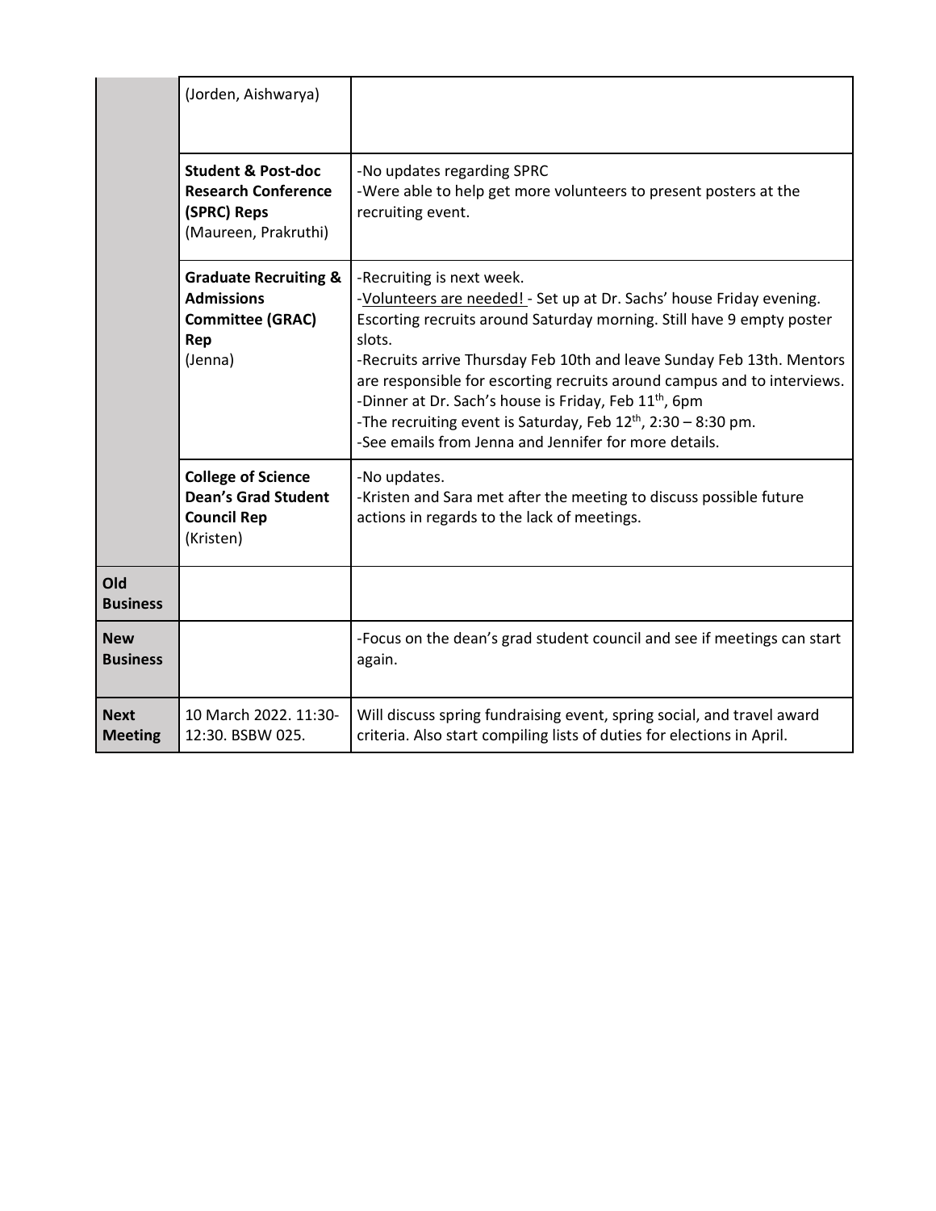| | | |
|---|---|---|
| | (Jorden, Aishwarya) | |
| | **Student & Post-doc Research Conference (SPRC) Reps** (Maureen, Prakruthi) | -No updates regarding SPRC<br>-Were able to help get more volunteers to present posters at the recruiting event. |
| | **Graduate Recruiting & Admissions Committee (GRAC) Rep** (Jenna) | -Recruiting is next week.<br>-<u>Volunteers are needed!</u> - Set up at Dr. Sachs' house Friday evening. Escorting recruits around Saturday morning. Still have 9 empty poster slots.<br>-Recruits arrive Thursday Feb 10th and leave Sunday Feb 13th. Mentors are responsible for escorting recruits around campus and to interviews.<br>-Dinner at Dr. Sach's house is Friday, Feb 11th, 6pm<br>-The recruiting event is Saturday, Feb 12th, 2:30 – 8:30 pm.<br>-See emails from Jenna and Jennifer for more details. |
| | **College of Science Dean's Grad Student Council Rep** (Kristen) | -No updates.<br>-Kristen and Sara met after the meeting to discuss possible future actions in regards to the lack of meetings. |
| **Old Business** | | |
| **New Business** | | -Focus on the dean's grad student council and see if meetings can start again. |
| **Next Meeting** | 10 March 2022. 11:30-12:30. BSBW 025. | Will discuss spring fundraising event, spring social, and travel award criteria. Also start compiling lists of duties for elections in April. |